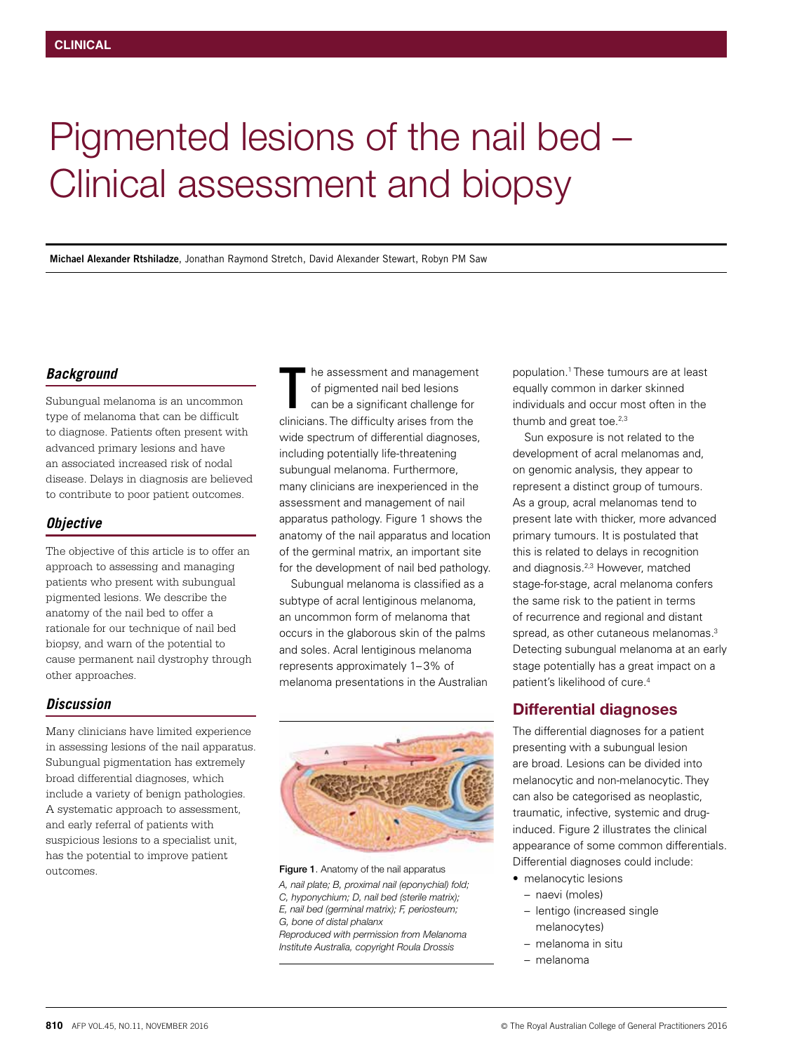CLINICAL

# Pigmented lesions of the nail bed – Clinical assessment and biopsy

**Michael Alexander Rtshiladze**, Jonathan Raymond Stretch, David Alexander Stewart, Robyn PM Saw

### *Background*

Subungual melanoma is an uncommon type of melanoma that can be difficult to diagnose. Patients often present with advanced primary lesions and have an associated increased risk of nodal disease. Delays in diagnosis are believed to contribute to poor patient outcomes.

### *Objective*

The objective of this article is to offer an approach to assessing and managing patients who present with subungual pigmented lesions. We describe the anatomy of the nail bed to offer a rationale for our technique of nail bed biopsy, and warn of the potential to cause permanent nail dystrophy through other approaches.

### *Discussion*

Many clinicians have limited experience in assessing lesions of the nail apparatus. Subungual pigmentation has extremely broad differential diagnoses, which include a variety of benign pathologies. A systematic approach to assessment, and early referral of patients with suspicious lesions to a specialist unit, has the potential to improve patient outcomes.

The assessment and management of pigmented nail bed lesions can be a significant challenge for clinicians. The difficulty arises from the wide spectrum of differential diagnoses, including potentially life-threatening subungual melanoma. Furthermore, many clinicians are inexperienced in the assessment and management of nail apparatus pathology. Figure 1 shows the anatomy of the nail apparatus and location of the germinal matrix, an important site for the development of nail bed pathology.

Subungual melanoma is classified as a subtype of acral lentiginous melanoma, an uncommon form of melanoma that occurs in the glaborous skin of the palms and soles. Acral lentiginous melanoma represents approximately 1–3% of melanoma presentations in the Australian population.[1] These tumours are at least equally common in darker skinned individuals and occur most often in the thumb and great toe.[2,3]

Figure 1. Anatomy of the nail apparatus

*A, nail plate; B, proximal nail (eponychial) fold; C, hyponychium; D, nail bed (sterile matrix); E, nail bed (germinal matrix); F, periosteum; G, bone of distal phalanx*
*Reproduced with permission from Melanoma Institute Australia, copyright Roula Drossis*

Sun exposure is not related to the development of acral melanomas and, on genomic analysis, they appear to represent a distinct group of tumours. As a group, acral melanomas tend to present late with thicker, more advanced primary tumours. It is postulated that this is related to delays in recognition and diagnosis.[2,3] However, matched stage-for-stage, acral melanoma confers the same risk to the patient in terms of recurrence and regional and distant spread, as other cutaneous melanomas.[3] Detecting subungual melanoma at an early stage potentially has a great impact on a patient's likelihood of cure.[4]

## Differential diagnoses

The differential diagnoses for a patient presenting with a subungual lesion are broad. Lesions can be divided into melanocytic and non-melanocytic. They can also be categorised as neoplastic, traumatic, infective, systemic and drug-induced. Figure 2 illustrates the clinical appearance of some common differentials. Differential diagnoses could include:

- melanocytic lesions
  - naevi (moles)
  - lentigo (increased single melanocytes)
  - melanoma in situ
  - melanoma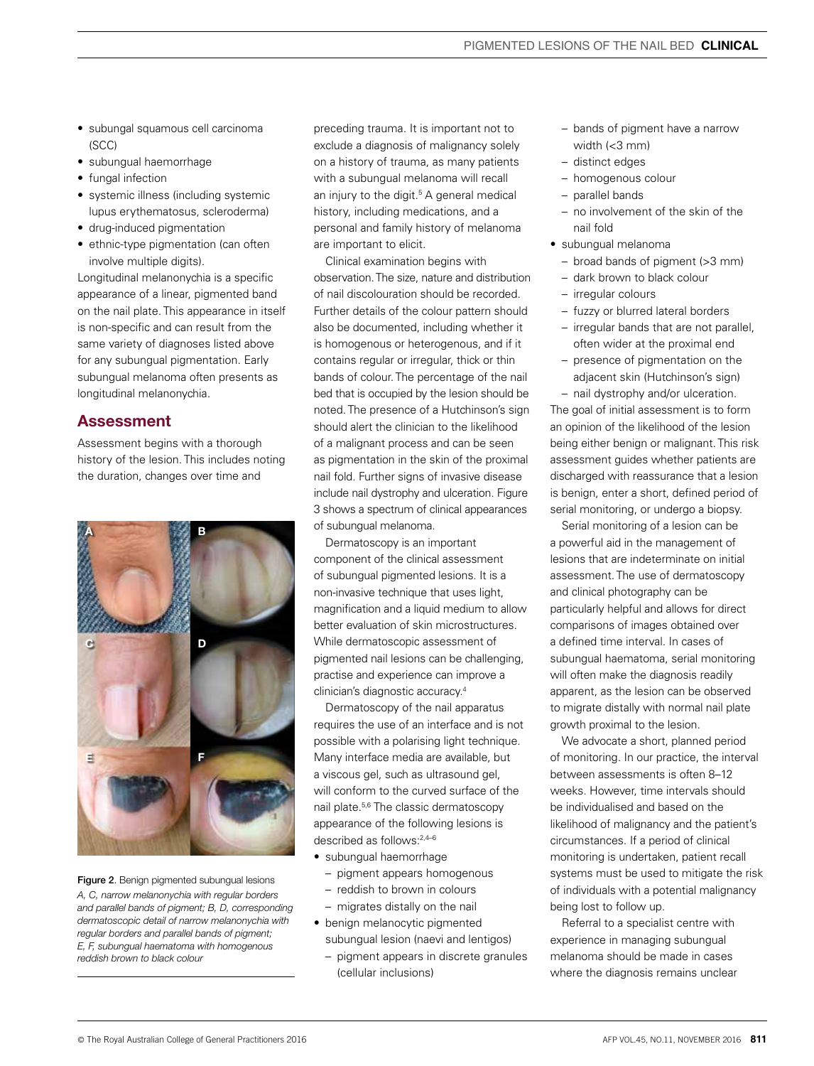- subungal squamous cell carcinoma (SCC)
- subungual haemorrhage
- fungal infection
- systemic illness (including systemic lupus erythematosus, scleroderma)
- drug-induced pigmentation
- ethnic-type pigmentation (can often involve multiple digits).

Longitudinal melanonychia is a specific appearance of a linear, pigmented band on the nail plate. This appearance in itself is non-specific and can result from the same variety of diagnoses listed above for any subungual pigmentation. Early subungual melanoma often presents as longitudinal melanonychia.

## Assessment

Assessment begins with a thorough history of the lesion. This includes noting the duration, changes over time and preceding trauma. It is important not to exclude a diagnosis of malignancy solely on a history of trauma, as many patients with a subungual melanoma will recall an injury to the digit.[5] A general medical history, including medications, and a personal and family history of melanoma are important to elicit.

Clinical examination begins with observation. The size, nature and distribution of nail discolouration should be recorded. Further details of the colour pattern should also be documented, including whether it is homogenous or heterogenous, and if it contains regular or irregular, thick or thin bands of colour. The percentage of the nail bed that is occupied by the lesion should be noted. The presence of a Hutchinson's sign should alert the clinician to the likelihood of a malignant process and can be seen as pigmentation in the skin of the proximal nail fold. Further signs of invasive disease include nail dystrophy and ulceration. Figure 3 shows a spectrum of clinical appearances of subungual melanoma.

Dermatoscopy is an important component of the clinical assessment of subungual pigmented lesions. It is a non-invasive technique that uses light, magnification and a liquid medium to allow better evaluation of skin microstructures. While dermatoscopic assessment of pigmented nail lesions can be challenging, practise and experience can improve a clinician's diagnostic accuracy.[4]

Dermatoscopy of the nail apparatus requires the use of an interface and is not possible with a polarising light technique. Many interface media are available, but a viscous gel, such as ultrasound gel, will conform to the curved surface of the nail plate.[5,6] The classic dermatoscopy appearance of the following lesions is described as follows:[2,4–6]

- subungual haemorrhage
  - pigment appears homogenous
  - reddish to brown in colours
  - migrates distally on the nail
- benign melanocytic pigmented subungual lesion (naevi and lentigos)
  - pigment appears in discrete granules (cellular inclusions)
  - bands of pigment have a narrow width (<3 mm)
  - distinct edges
  - homogenous colour
  - parallel bands
  - no involvement of the skin of the nail fold
- subungual melanoma
  - broad bands of pigment (>3 mm)
  - dark brown to black colour
  - irregular colours
  - fuzzy or blurred lateral borders
  - irregular bands that are not parallel, often wider at the proximal end
  - presence of pigmentation on the adjacent skin (Hutchinson's sign)
  - nail dystrophy and/or ulceration.

The goal of initial assessment is to form an opinion of the likelihood of the lesion being either benign or malignant. This risk assessment guides whether patients are discharged with reassurance that a lesion is benign, enter a short, defined period of serial monitoring, or undergo a biopsy.

Serial monitoring of a lesion can be a powerful aid in the management of lesions that are indeterminate on initial assessment. The use of dermatoscopy and clinical photography can be particularly helpful and allows for direct comparisons of images obtained over a defined time interval. In cases of subungual haematoma, serial monitoring will often make the diagnosis readily apparent, as the lesion can be observed to migrate distally with normal nail plate growth proximal to the lesion.

We advocate a short, planned period of monitoring. In our practice, the interval between assessments is often 8–12 weeks. However, time intervals should be individualised and based on the likelihood of malignancy and the patient's circumstances. If a period of clinical monitoring is undertaken, patient recall systems must be used to mitigate the risk of individuals with a potential malignancy being lost to follow up.

Referral to a specialist centre with experience in managing subungual melanoma should be made in cases where the diagnosis remains unclear

Figure 2. Benign pigmented subungual lesions
*A, C, narrow melanonychia with regular borders and parallel bands of pigment; B, D, corresponding dermatoscopic detail of narrow melanonychia with regular borders and parallel bands of pigment; E, F, subungual haematoma with homogenous reddish brown to black colour*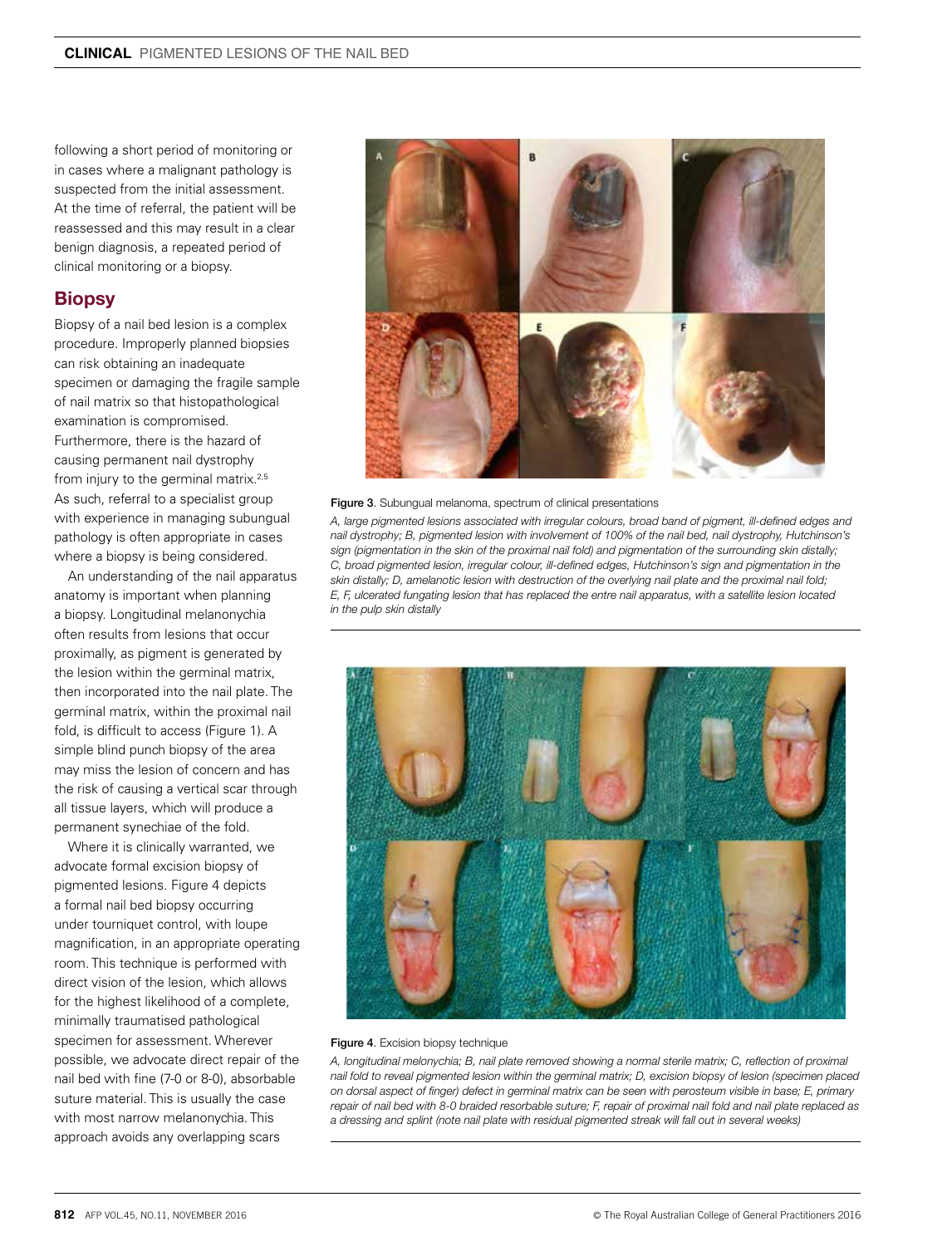following a short period of monitoring or in cases where a malignant pathology is suspected from the initial assessment. At the time of referral, the patient will be reassessed and this may result in a clear benign diagnosis, a repeated period of clinical monitoring or a biopsy.

## Biopsy

Biopsy of a nail bed lesion is a complex procedure. Improperly planned biopsies can risk obtaining an inadequate specimen or damaging the fragile sample of nail matrix so that histopathological examination is compromised. Furthermore, there is the hazard of causing permanent nail dystrophy from injury to the germinal matrix.[2,5] As such, referral to a specialist group with experience in managing subungual pathology is often appropriate in cases where a biopsy is being considered.

An understanding of the nail apparatus anatomy is important when planning a biopsy. Longitudinal melanonychia often results from lesions that occur proximally, as pigment is generated by the lesion within the germinal matrix, then incorporated into the nail plate. The germinal matrix, within the proximal nail fold, is difficult to access (Figure 1). A simple blind punch biopsy of the area may miss the lesion of concern and has the risk of causing a vertical scar through all tissue layers, which will produce a permanent synechiae of the fold.

Where it is clinically warranted, we advocate formal excision biopsy of pigmented lesions. Figure 4 depicts a formal nail bed biopsy occurring under tourniquet control, with loupe magnification, in an appropriate operating room. This technique is performed with direct vision of the lesion, which allows for the highest likelihood of a complete, minimally traumatised pathological specimen for assessment. Wherever possible, we advocate direct repair of the nail bed with fine (7-0 or 8-0), absorbable suture material. This is usually the case with most narrow melanonychia. This approach avoids any overlapping scars

**Figure 3**. Subungual melanoma, spectrum of clinical presentations

*A, large pigmented lesions associated with irregular colours, broad band of pigment, ill-defined edges and nail dystrophy; B, pigmented lesion with involvement of 100% of the nail bed, nail dystrophy, Hutchinson's sign (pigmentation in the skin of the proximal nail fold) and pigmentation of the surrounding skin distally; C, broad pigmented lesion, irregular colour, ill-defined edges, Hutchinson's sign and pigmentation in the skin distally; D, amelanotic lesion with destruction of the overlying nail plate and the proximal nail fold; E, F, ulcerated fungating lesion that has replaced the entre nail apparatus, with a satellite lesion located in the pulp skin distally*

**Figure 4**. Excision biopsy technique

*A, longitudinal melonychia; B, nail plate removed showing a normal sterile matrix; C, reflection of proximal nail fold to reveal pigmented lesion within the germinal matrix; D, excision biopsy of lesion (specimen placed on dorsal aspect of finger) defect in germinal matrix can be seen with perosteum visible in base; E, primary repair of nail bed with 8-0 braided resorbable suture; F, repair of proximal nail fold and nail plate replaced as a dressing and splint (note nail plate with residual pigmented streak will fall out in several weeks)*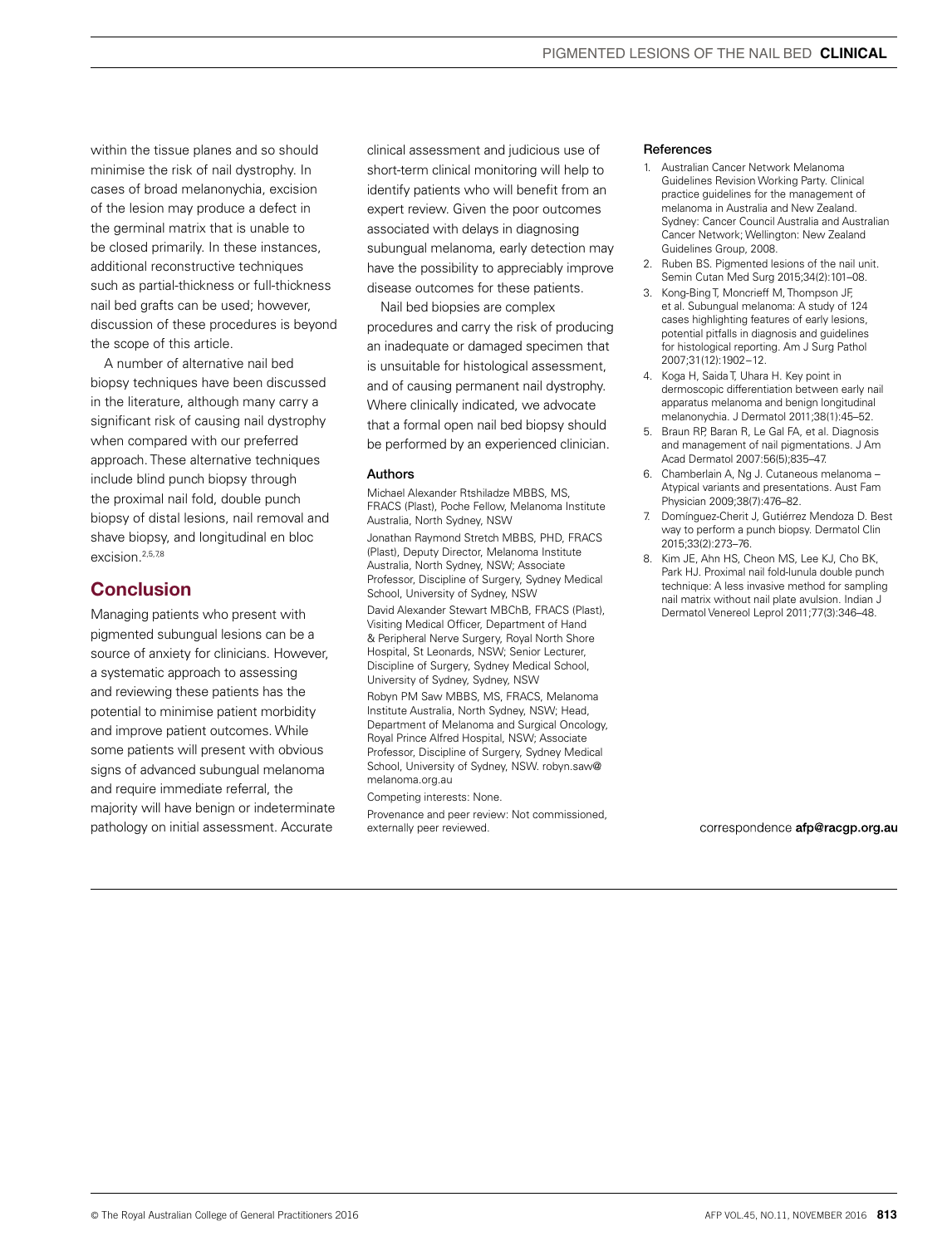within the tissue planes and so should minimise the risk of nail dystrophy. In cases of broad melanonychia, excision of the lesion may produce a defect in the germinal matrix that is unable to be closed primarily. In these instances, additional reconstructive techniques such as partial-thickness or full-thickness nail bed grafts can be used; however, discussion of these procedures is beyond the scope of this article.

A number of alternative nail bed biopsy techniques have been discussed in the literature, although many carry a significant risk of causing nail dystrophy when compared with our preferred approach. These alternative techniques include blind punch biopsy through the proximal nail fold, double punch biopsy of distal lesions, nail removal and shave biopsy, and longitudinal en bloc excision.[2,5,7,8]

## Conclusion

Managing patients who present with pigmented subungual lesions can be a source of anxiety for clinicians. However, a systematic approach to assessing and reviewing these patients has the potential to minimise patient morbidity and improve patient outcomes. While some patients will present with obvious signs of advanced subungual melanoma and require immediate referral, the majority will have benign or indeterminate pathology on initial assessment. Accurate clinical assessment and judicious use of short-term clinical monitoring will help to identify patients who will benefit from an expert review. Given the poor outcomes associated with delays in diagnosing subungual melanoma, early detection may have the possibility to appreciably improve disease outcomes for these patients.

Nail bed biopsies are complex procedures and carry the risk of producing an inadequate or damaged specimen that is unsuitable for histological assessment, and of causing permanent nail dystrophy. Where clinically indicated, we advocate that a formal open nail bed biopsy should be performed by an experienced clinician.

### Authors

Michael Alexander Rtshiladze MBBS, MS, FRACS (Plast), Poche Fellow, Melanoma Institute Australia, North Sydney, NSW

Jonathan Raymond Stretch MBBS, PHD, FRACS (Plast), Deputy Director, Melanoma Institute Australia, North Sydney, NSW; Associate Professor, Discipline of Surgery, Sydney Medical School, University of Sydney, NSW

David Alexander Stewart MBChB, FRACS (Plast), Visiting Medical Officer, Department of Hand & Peripheral Nerve Surgery, Royal North Shore Hospital, St Leonards, NSW; Senior Lecturer, Discipline of Surgery, Sydney Medical School, University of Sydney, Sydney, NSW

Robyn PM Saw MBBS, MS, FRACS, Melanoma Institute Australia, North Sydney, NSW; Head, Department of Melanoma and Surgical Oncology, Royal Prince Alfred Hospital, NSW; Associate Professor, Discipline of Surgery, Sydney Medical School, University of Sydney, NSW. robyn.saw@melanoma.org.au

Competing interests: None.

Provenance and peer review: Not commissioned, externally peer reviewed.

### References

1. Australian Cancer Network Melanoma Guidelines Revision Working Party. Clinical practice guidelines for the management of melanoma in Australia and New Zealand. Sydney: Cancer Council Australia and Australian Cancer Network; Wellington: New Zealand Guidelines Group, 2008.
2. Ruben BS. Pigmented lesions of the nail unit. Semin Cutan Med Surg 2015;34(2):101–08.
3. Kong-Bing T, Moncrieff M, Thompson JF, et al. Subungual melanoma: A study of 124 cases highlighting features of early lesions, potential pitfalls in diagnosis and guidelines for histological reporting. Am J Surg Pathol 2007;31(12):1902–12.
4. Koga H, Saida T, Uhara H. Key point in dermoscopic differentiation between early nail apparatus melanoma and benign longitudinal melanonychia. J Dermatol 2011;38(1):45–52.
5. Braun RP, Baran R, Le Gal FA, et al. Diagnosis and management of nail pigmentations. J Am Acad Dermatol 2007:56(5);835–47.
6. Chamberlain A, Ng J. Cutaneous melanoma – Atypical variants and presentations. Aust Fam Physician 2009;38(7):476–82.
7. Domínguez-Cherit J, Gutiérrez Mendoza D. Best way to perform a punch biopsy. Dermatol Clin 2015;33(2):273–76.
8. Kim JE, Ahn HS, Cheon MS, Lee KJ, Cho BK, Park HJ. Proximal nail fold-lunula double punch technique: A less invasive method for sampling nail matrix without nail plate avulsion. Indian J Dermatol Venereol Leprol 2011;77(3):346–48.

correspondence **afp@racgp.org.au**